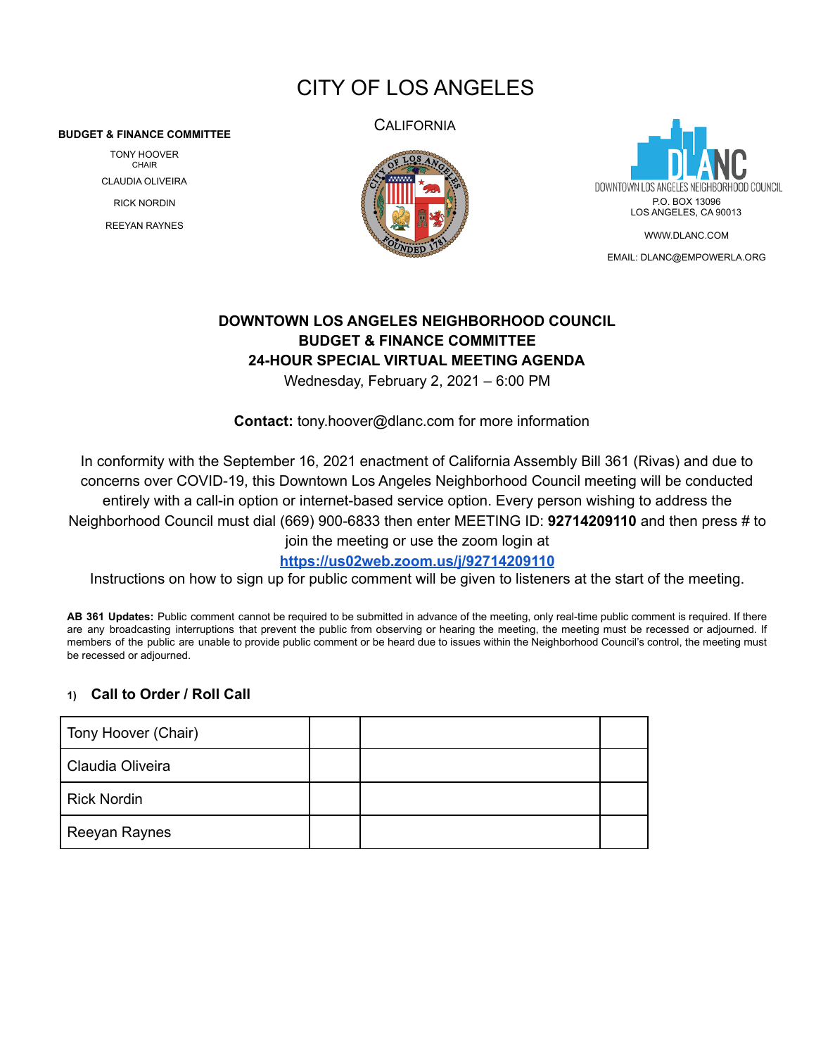# CITY OF LOS ANGELES

CALIFORNIA

**BUDGET & FINANCE COMMITTEE**

TONY HOOVER
CHAIR

CLAUDIA OLIVEIRA

RICK NORDIN

REEYAN RAYNES

DOWNTOWN LOS ANGELES NEIGHBORHOOD COUNCIL
P.O. BOX 13096
LOS ANGELES, CA 90013

WWW.DLANC.COM

EMAIL: DLANC@EMPOWERLA.ORG

## DOWNTOWN LOS ANGELES NEIGHBORHOOD COUNCIL
## BUDGET & FINANCE COMMITTEE
## 24-HOUR SPECIAL VIRTUAL MEETING AGENDA

Wednesday, February 2, 2021 – 6:00 PM

**Contact:** tony.hoover@dlanc.com for more information

In conformity with the September 16, 2021 enactment of California Assembly Bill 361 (Rivas) and due to concerns over COVID-19, this Downtown Los Angeles Neighborhood Council meeting will be conducted entirely with a call-in option or internet-based service option. Every person wishing to address the Neighborhood Council must dial (669) 900-6833 then enter MEETING ID: **92714209110** and then press # to join the meeting or use the zoom login at **https://us02web.zoom.us/j/92714209110**
Instructions on how to sign up for public comment will be given to listeners at the start of the meeting.

**AB 361 Updates:** Public comment cannot be required to be submitted in advance of the meeting, only real-time public comment is required. If there are any broadcasting interruptions that prevent the public from observing or hearing the meeting, the meeting must be recessed or adjourned. If members of the public are unable to provide public comment or be heard due to issues within the Neighborhood Council's control, the meeting must be recessed or adjourned.

### 1) Call to Order / Roll Call

| | | | |
|---|---|---|---|
| Tony Hoover (Chair) | | | |
| Claudia Oliveira | | | |
| Rick Nordin | | | |
| Reeyan Raynes | | | |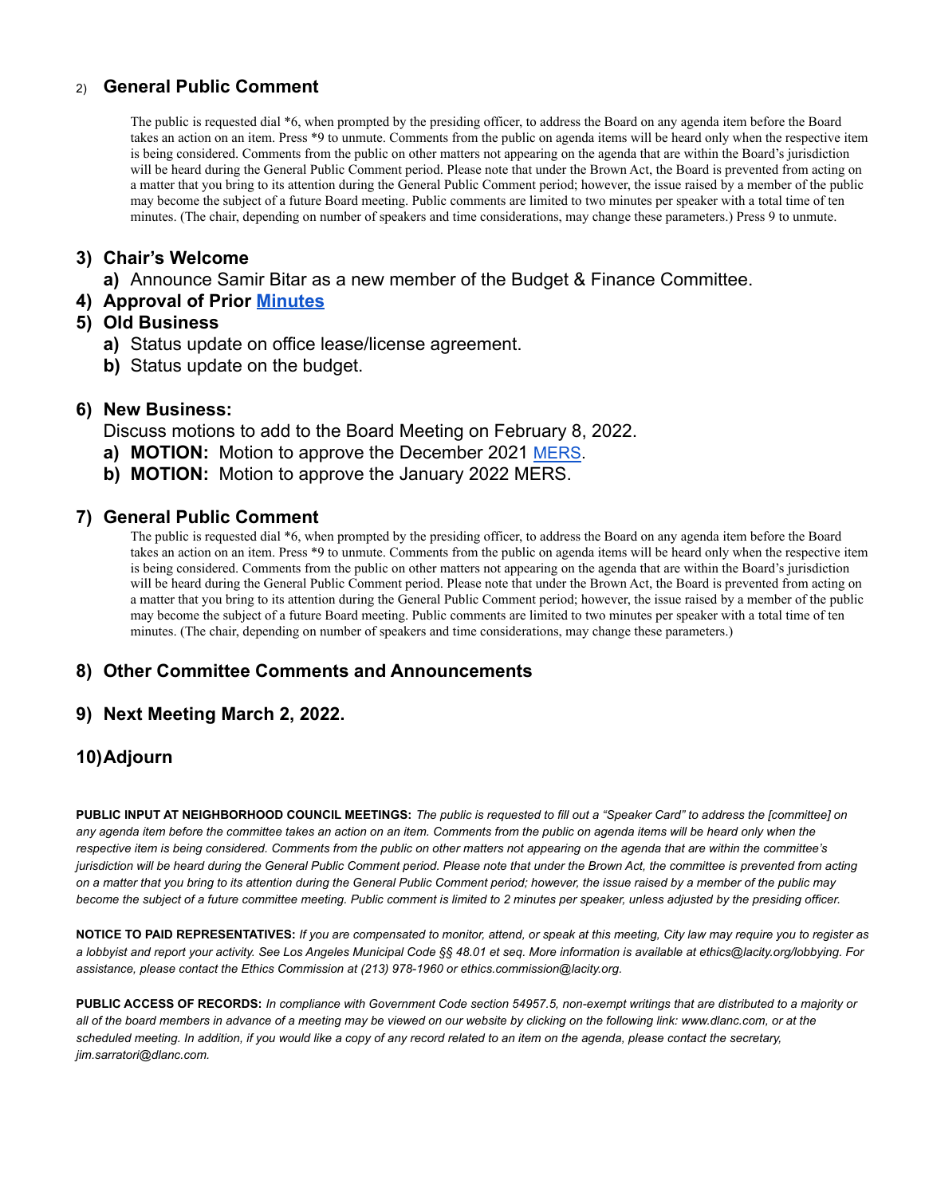2) **General Public Comment**

The public is requested dial *6, when prompted by the presiding officer, to address the Board on any agenda item before the Board takes an action on an item. Press *9 to unmute. Comments from the public on agenda items will be heard only when the respective item is being considered. Comments from the public on other matters not appearing on the agenda that are within the Board's jurisdiction will be heard during the General Public Comment period. Please note that under the Brown Act, the Board is prevented from acting on a matter that you bring to its attention during the General Public Comment period; however, the issue raised by a member of the public may become the subject of a future Board meeting. Public comments are limited to two minutes per speaker with a total time of ten minutes. (The chair, depending on number of speakers and time considerations, may change these parameters.) Press 9 to unmute.

3) **Chair's Welcome**
   a) Announce Samir Bitar as a new member of the Budget & Finance Committee.
4) **Approval of Prior Minutes**
5) **Old Business**
   a) Status update on office lease/license agreement.
   b) Status update on the budget.

6) **New Business:**
   Discuss motions to add to the Board Meeting on February 8, 2022.
   a) **MOTION:** Motion to approve the December 2021 MERS.
   b) **MOTION:** Motion to approve the January 2022 MERS.

7) **General Public Comment**

The public is requested dial *6, when prompted by the presiding officer, to address the Board on any agenda item before the Board takes an action on an item. Press *9 to unmute. Comments from the public on agenda items will be heard only when the respective item is being considered. Comments from the public on other matters not appearing on the agenda that are within the Board's jurisdiction will be heard during the General Public Comment period. Please note that under the Brown Act, the Board is prevented from acting on a matter that you bring to its attention during the General Public Comment period; however, the issue raised by a member of the public may become the subject of a future Board meeting. Public comments are limited to two minutes per speaker with a total time of ten minutes. (The chair, depending on number of speakers and time considerations, may change these parameters.)

8) **Other Committee Comments and Announcements**

9) **Next Meeting March 2, 2022.**

10) **Adjourn**

**PUBLIC INPUT AT NEIGHBORHOOD COUNCIL MEETINGS:** *The public is requested to fill out a "Speaker Card" to address the [committee] on any agenda item before the committee takes an action on an item. Comments from the public on agenda items will be heard only when the respective item is being considered. Comments from the public on other matters not appearing on the agenda that are within the committee's jurisdiction will be heard during the General Public Comment period. Please note that under the Brown Act, the committee is prevented from acting on a matter that you bring to its attention during the General Public Comment period; however, the issue raised by a member of the public may become the subject of a future committee meeting. Public comment is limited to 2 minutes per speaker, unless adjusted by the presiding officer.*

**NOTICE TO PAID REPRESENTATIVES:** *If you are compensated to monitor, attend, or speak at this meeting, City law may require you to register as a lobbyist and report your activity. See Los Angeles Municipal Code §§ 48.01 et seq. More information is available at ethics@lacity.org/lobbying. For assistance, please contact the Ethics Commission at (213) 978-1960 or ethics.commission@lacity.org.*

**PUBLIC ACCESS OF RECORDS:** *In compliance with Government Code section 54957.5, non-exempt writings that are distributed to a majority or all of the board members in advance of a meeting may be viewed on our website by clicking on the following link: www.dlanc.com, or at the scheduled meeting. In addition, if you would like a copy of any record related to an item on the agenda, please contact the secretary, jim.sarratori@dlanc.com.*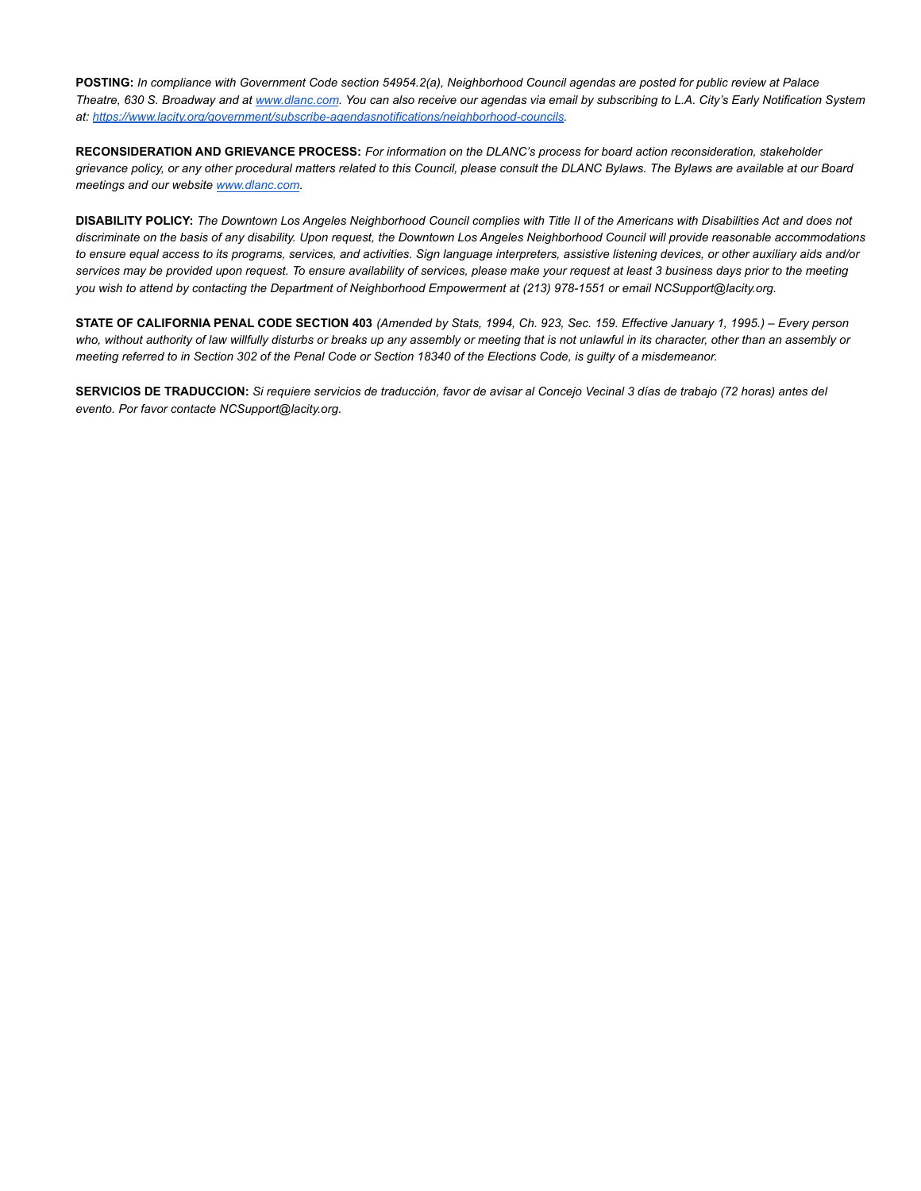**POSTING:** *In compliance with Government Code section 54954.2(a), Neighborhood Council agendas are posted for public review at Palace Theatre, 630 S. Broadway and at [www.dlanc.com](http://www.dlanc.com). You can also receive our agendas via email by subscribing to L.A. City's Early Notification System at: [https://www.lacity.org/government/subscribe-agendasnotifications/neighborhood-councils](https://www.lacity.org/government/subscribe-agendasnotifications/neighborhood-councils).*

**RECONSIDERATION AND GRIEVANCE PROCESS:** *For information on the DLANC's process for board action reconsideration, stakeholder grievance policy, or any other procedural matters related to this Council, please consult the DLANC Bylaws. The Bylaws are available at our Board meetings and our website [www.dlanc.com](http://www.dlanc.com).*

**DISABILITY POLICY:** *The Downtown Los Angeles Neighborhood Council complies with Title II of the Americans with Disabilities Act and does not discriminate on the basis of any disability. Upon request, the Downtown Los Angeles Neighborhood Council will provide reasonable accommodations to ensure equal access to its programs, services, and activities. Sign language interpreters, assistive listening devices, or other auxiliary aids and/or services may be provided upon request. To ensure availability of services, please make your request at least 3 business days prior to the meeting you wish to attend by contacting the Department of Neighborhood Empowerment at (213) 978-1551 or email NCSupport@lacity.org.*

**STATE OF CALIFORNIA PENAL CODE SECTION 403** *(Amended by Stats, 1994, Ch. 923, Sec. 159. Effective January 1, 1995.) – Every person who, without authority of law willfully disturbs or breaks up any assembly or meeting that is not unlawful in its character, other than an assembly or meeting referred to in Section 302 of the Penal Code or Section 18340 of the Elections Code, is guilty of a misdemeanor.*

**SERVICIOS DE TRADUCCION:** *Si requiere servicios de traducción, favor de avisar al Concejo Vecinal 3 días de trabajo (72 horas) antes del evento. Por favor contacte NCSupport@lacity.org.*